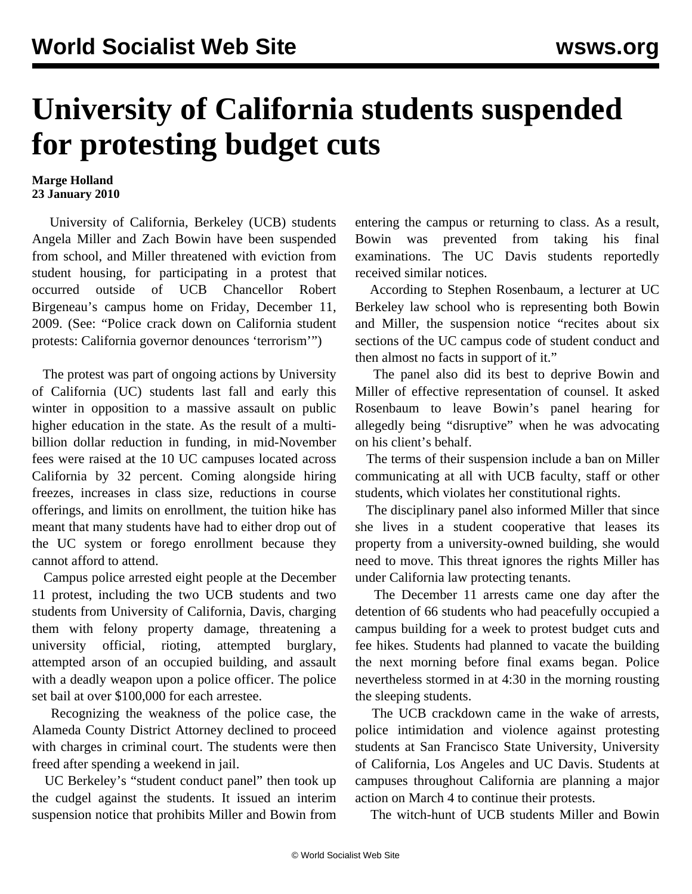# University of California students suspended for protesting budget cuts

**Marge Holland**
**23 January 2010**

University of California, Berkeley (UCB) students Angela Miller and Zach Bowin have been suspended from school, and Miller threatened with eviction from student housing, for participating in a protest that occurred outside of UCB Chancellor Robert Birgeneau's campus home on Friday, December 11, 2009. (See: "Police crack down on California student protests: California governor denounces 'terrorism'")

The protest was part of ongoing actions by University of California (UC) students last fall and early this winter in opposition to a massive assault on public higher education in the state. As the result of a multi-billion dollar reduction in funding, in mid-November fees were raised at the 10 UC campuses located across California by 32 percent. Coming alongside hiring freezes, increases in class size, reductions in course offerings, and limits on enrollment, the tuition hike has meant that many students have had to either drop out of the UC system or forego enrollment because they cannot afford to attend.

Campus police arrested eight people at the December 11 protest, including the two UCB students and two students from University of California, Davis, charging them with felony property damage, threatening a university official, rioting, attempted burglary, attempted arson of an occupied building, and assault with a deadly weapon upon a police officer. The police set bail at over $100,000 for each arrestee.

Recognizing the weakness of the police case, the Alameda County District Attorney declined to proceed with charges in criminal court. The students were then freed after spending a weekend in jail.

UC Berkeley's "student conduct panel" then took up the cudgel against the students. It issued an interim suspension notice that prohibits Miller and Bowin from entering the campus or returning to class. As a result, Bowin was prevented from taking his final examinations. The UC Davis students reportedly received similar notices.

According to Stephen Rosenbaum, a lecturer at UC Berkeley law school who is representing both Bowin and Miller, the suspension notice "recites about six sections of the UC campus code of student conduct and then almost no facts in support of it."

The panel also did its best to deprive Bowin and Miller of effective representation of counsel. It asked Rosenbaum to leave Bowin's panel hearing for allegedly being "disruptive" when he was advocating on his client's behalf.

The terms of their suspension include a ban on Miller communicating at all with UCB faculty, staff or other students, which violates her constitutional rights.

The disciplinary panel also informed Miller that since she lives in a student cooperative that leases its property from a university-owned building, she would need to move. This threat ignores the rights Miller has under California law protecting tenants.

The December 11 arrests came one day after the detention of 66 students who had peacefully occupied a campus building for a week to protest budget cuts and fee hikes. Students had planned to vacate the building the next morning before final exams began. Police nevertheless stormed in at 4:30 in the morning rousting the sleeping students.

The UCB crackdown came in the wake of arrests, police intimidation and violence against protesting students at San Francisco State University, University of California, Los Angeles and UC Davis. Students at campuses throughout California are planning a major action on March 4 to continue their protests.

The witch-hunt of UCB students Miller and Bowin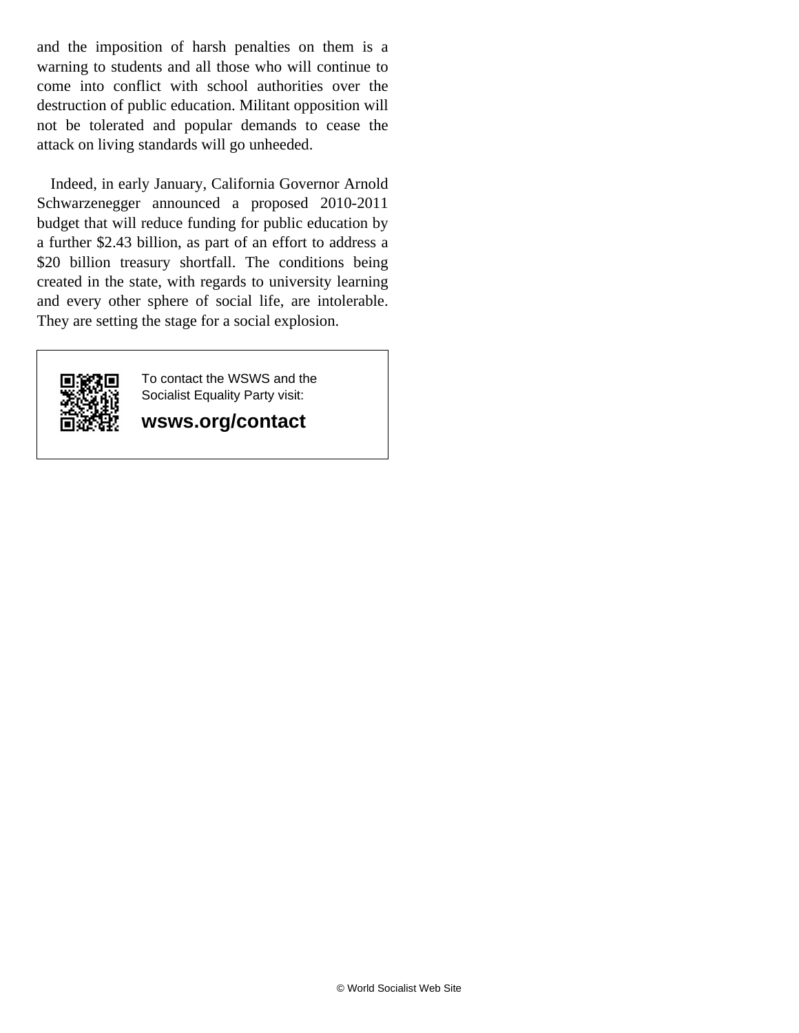and the imposition of harsh penalties on them is a warning to students and all those who will continue to come into conflict with school authorities over the destruction of public education. Militant opposition will not be tolerated and popular demands to cease the attack on living standards will go unheeded.

Indeed, in early January, California Governor Arnold Schwarzenegger announced a proposed 2010-2011 budget that will reduce funding for public education by a further $2.43 billion, as part of an effort to address a $20 billion treasury shortfall. The conditions being created in the state, with regards to university learning and every other sphere of social life, are intolerable. They are setting the stage for a social explosion.

To contact the WSWS and the Socialist Equality Party visit:

**wsws.org/contact**